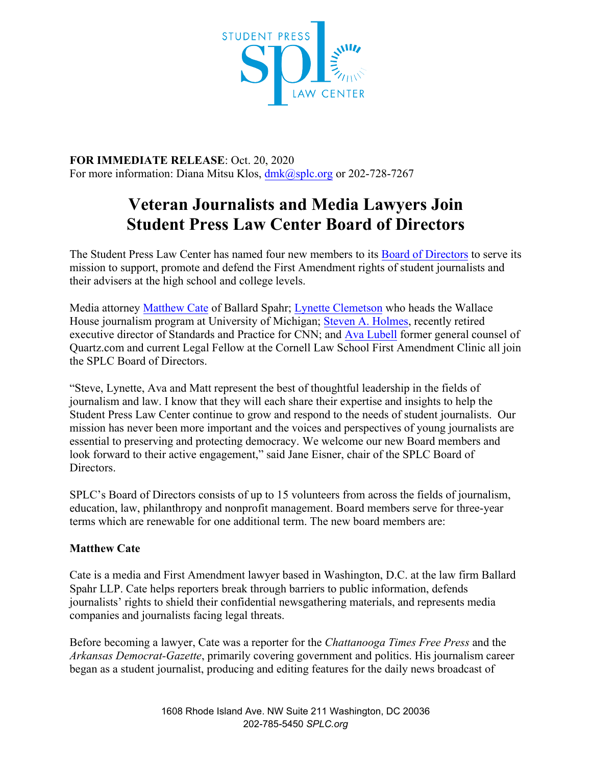**FOR IMMEDIATE RELEASE**: Oct. 20, 2020
For more information: Diana Mitsu Klos, dmk@splc.org or 202-728-7267

# Veteran Journalists and Media Lawyers Join Student Press Law Center Board of Directors

The Student Press Law Center has named four new members to its Board of Directors to serve its mission to support, promote and defend the First Amendment rights of student journalists and their advisers at the high school and college levels.

Media attorney Matthew Cate of Ballard Spahr; Lynette Clemetson who heads the Wallace House journalism program at University of Michigan; Steven A. Holmes, recently retired executive director of Standards and Practice for CNN; and Ava Lubell former general counsel of Quartz.com and current Legal Fellow at the Cornell Law School First Amendment Clinic all join the SPLC Board of Directors.

"Steve, Lynette, Ava and Matt represent the best of thoughtful leadership in the fields of journalism and law. I know that they will each share their expertise and insights to help the Student Press Law Center continue to grow and respond to the needs of student journalists. Our mission has never been more important and the voices and perspectives of young journalists are essential to preserving and protecting democracy. We welcome our new Board members and look forward to their active engagement," said Jane Eisner, chair of the SPLC Board of Directors.

SPLC's Board of Directors consists of up to 15 volunteers from across the fields of journalism, education, law, philanthropy and nonprofit management. Board members serve for three-year terms which are renewable for one additional term. The new board members are:

**Matthew Cate**

Cate is a media and First Amendment lawyer based in Washington, D.C. at the law firm Ballard Spahr LLP. Cate helps reporters break through barriers to public information, defends journalists' rights to shield their confidential newsgathering materials, and represents media companies and journalists facing legal threats.

Before becoming a lawyer, Cate was a reporter for the *Chattanooga Times Free Press* and the *Arkansas Democrat-Gazette*, primarily covering government and politics. His journalism career began as a student journalist, producing and editing features for the daily news broadcast of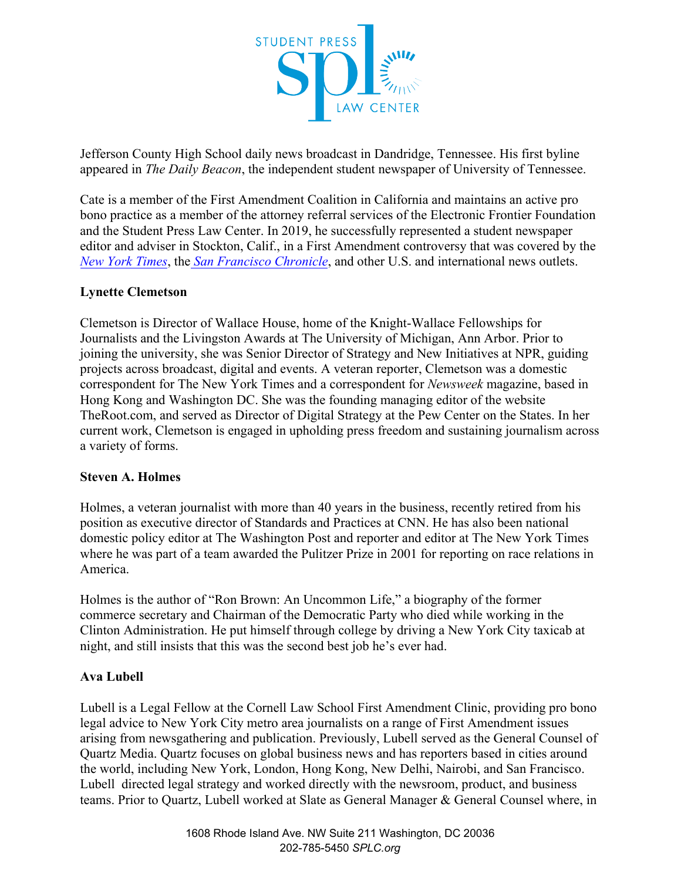Jefferson County High School daily news broadcast in Dandridge, Tennessee. His first byline appeared in *The Daily Beacon*, the independent student newspaper of University of Tennessee.

Cate is a member of the First Amendment Coalition in California and maintains an active pro bono practice as a member of the attorney referral services of the Electronic Frontier Foundation and the Student Press Law Center. In 2019, he successfully represented a student newspaper editor and adviser in Stockton, Calif., in a First Amendment controversy that was covered by the *New York Times*, the *San Francisco Chronicle*, and other U.S. and international news outlets.

**Lynette Clemetson**

Clemetson is Director of Wallace House, home of the Knight-Wallace Fellowships for Journalists and the Livingston Awards at The University of Michigan, Ann Arbor. Prior to joining the university, she was Senior Director of Strategy and New Initiatives at NPR, guiding projects across broadcast, digital and events. A veteran reporter, Clemetson was a domestic correspondent for The New York Times and a correspondent for *Newsweek* magazine, based in Hong Kong and Washington DC. She was the founding managing editor of the website TheRoot.com, and served as Director of Digital Strategy at the Pew Center on the States. In her current work, Clemetson is engaged in upholding press freedom and sustaining journalism across a variety of forms.

**Steven A. Holmes**

Holmes, a veteran journalist with more than 40 years in the business, recently retired from his position as executive director of Standards and Practices at CNN. He has also been national domestic policy editor at The Washington Post and reporter and editor at The New York Times where he was part of a team awarded the Pulitzer Prize in 2001 for reporting on race relations in America.

Holmes is the author of "Ron Brown: An Uncommon Life," a biography of the former commerce secretary and Chairman of the Democratic Party who died while working in the Clinton Administration. He put himself through college by driving a New York City taxicab at night, and still insists that this was the second best job he's ever had.

**Ava Lubell**

Lubell is a Legal Fellow at the Cornell Law School First Amendment Clinic, providing pro bono legal advice to New York City metro area journalists on a range of First Amendment issues arising from newsgathering and publication. Previously, Lubell served as the General Counsel of Quartz Media. Quartz focuses on global business news and has reporters based in cities around the world, including New York, London, Hong Kong, New Delhi, Nairobi, and San Francisco. Lubell directed legal strategy and worked directly with the newsroom, product, and business teams. Prior to Quartz, Lubell worked at Slate as General Manager & General Counsel where, in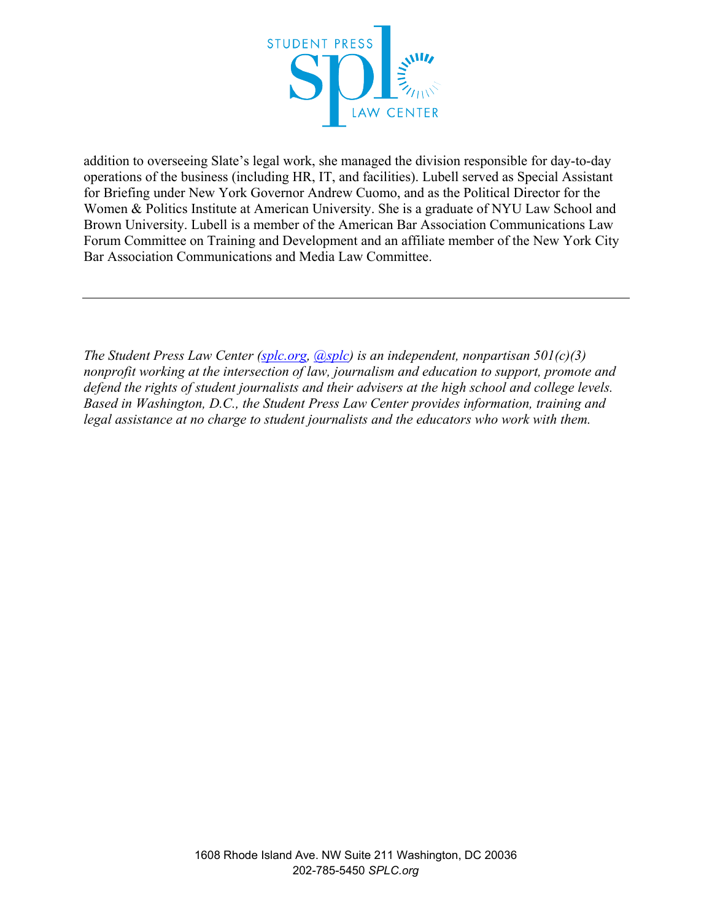addition to overseeing Slate's legal work, she managed the division responsible for day-to-day operations of the business (including HR, IT, and facilities). Lubell served as Special Assistant for Briefing under New York Governor Andrew Cuomo, and as the Political Director for the Women & Politics Institute at American University. She is a graduate of NYU Law School and Brown University. Lubell is a member of the American Bar Association Communications Law Forum Committee on Training and Development and an affiliate member of the New York City Bar Association Communications and Media Law Committee.

---

*The Student Press Law Center (splc.org, @splc) is an independent, nonpartisan 501(c)(3) nonprofit working at the intersection of law, journalism and education to support, promote and defend the rights of student journalists and their advisers at the high school and college levels. Based in Washington, D.C., the Student Press Law Center provides information, training and legal assistance at no charge to student journalists and the educators who work with them.*